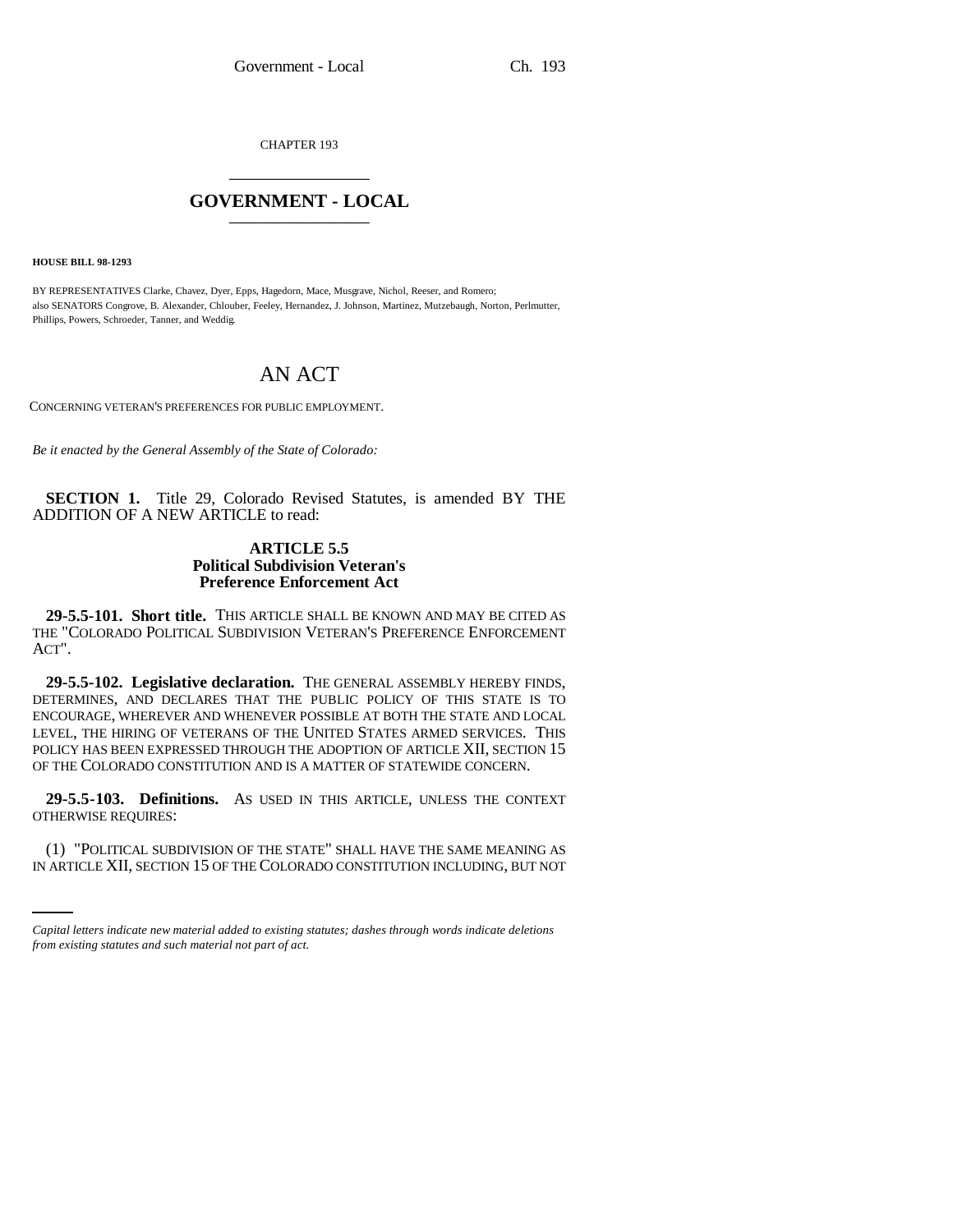CHAPTER 193

# GOVERNMENT - LOCAL

**HOUSE BILL 98-1293**

BY REPRESENTATIVES Clarke, Chavez, Dyer, Epps, Hagedorn, Mace, Musgrave, Nichol, Reeser, and Romero;
also SENATORS Congrove, B. Alexander, Chlouber, Feeley, Hernandez, J. Johnson, Martinez, Mutzebaugh, Norton, Perlmutter, Phillips, Powers, Schroeder, Tanner, and Weddig.

# AN ACT

CONCERNING VETERAN'S PREFERENCES FOR PUBLIC EMPLOYMENT.

*Be it enacted by the General Assembly of the State of Colorado:*

**SECTION 1.** Title 29, Colorado Revised Statutes, is amended BY THE ADDITION OF A NEW ARTICLE to read:

**ARTICLE 5.5**
**Political Subdivision Veteran's Preference Enforcement Act**

**29-5.5-101. Short title.** THIS ARTICLE SHALL BE KNOWN AND MAY BE CITED AS THE "COLORADO POLITICAL SUBDIVISION VETERAN'S PREFERENCE ENFORCEMENT ACT".

**29-5.5-102. Legislative declaration.** THE GENERAL ASSEMBLY HEREBY FINDS, DETERMINES, AND DECLARES THAT THE PUBLIC POLICY OF THIS STATE IS TO ENCOURAGE, WHEREVER AND WHENEVER POSSIBLE AT BOTH THE STATE AND LOCAL LEVEL, THE HIRING OF VETERANS OF THE UNITED STATES ARMED SERVICES. THIS POLICY HAS BEEN EXPRESSED THROUGH THE ADOPTION OF ARTICLE XII, SECTION 15 OF THE COLORADO CONSTITUTION AND IS A MATTER OF STATEWIDE CONCERN.

**29-5.5-103. Definitions.** AS USED IN THIS ARTICLE, UNLESS THE CONTEXT OTHERWISE REQUIRES:

(1) "POLITICAL SUBDIVISION OF THE STATE" SHALL HAVE THE SAME MEANING AS IN ARTICLE XII, SECTION 15 OF THE COLORADO CONSTITUTION INCLUDING, BUT NOT

*Capital letters indicate new material added to existing statutes; dashes through words indicate deletions from existing statutes and such material not part of act.*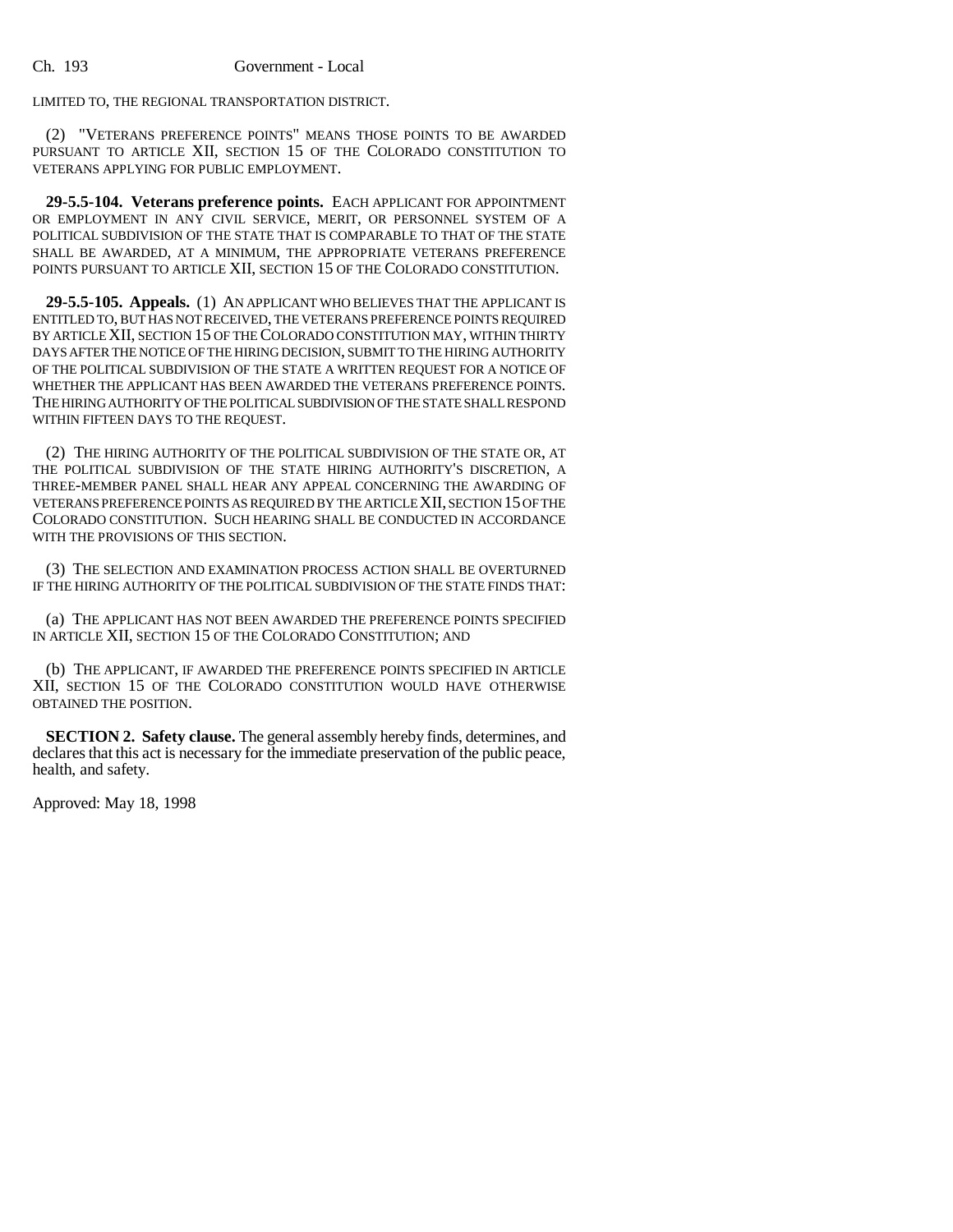LIMITED TO, THE REGIONAL TRANSPORTATION DISTRICT.

(2) "VETERANS PREFERENCE POINTS" MEANS THOSE POINTS TO BE AWARDED PURSUANT TO ARTICLE XII, SECTION 15 OF THE COLORADO CONSTITUTION TO VETERANS APPLYING FOR PUBLIC EMPLOYMENT.

**29-5.5-104. Veterans preference points.** EACH APPLICANT FOR APPOINTMENT OR EMPLOYMENT IN ANY CIVIL SERVICE, MERIT, OR PERSONNEL SYSTEM OF A POLITICAL SUBDIVISION OF THE STATE THAT IS COMPARABLE TO THAT OF THE STATE SHALL BE AWARDED, AT A MINIMUM, THE APPROPRIATE VETERANS PREFERENCE POINTS PURSUANT TO ARTICLE XII, SECTION 15 OF THE COLORADO CONSTITUTION.

**29-5.5-105. Appeals.** (1) AN APPLICANT WHO BELIEVES THAT THE APPLICANT IS ENTITLED TO, BUT HAS NOT RECEIVED, THE VETERANS PREFERENCE POINTS REQUIRED BY ARTICLE XII, SECTION 15 OF THE COLORADO CONSTITUTION MAY, WITHIN THIRTY DAYS AFTER THE NOTICE OF THE HIRING DECISION, SUBMIT TO THE HIRING AUTHORITY OF THE POLITICAL SUBDIVISION OF THE STATE A WRITTEN REQUEST FOR A NOTICE OF WHETHER THE APPLICANT HAS BEEN AWARDED THE VETERANS PREFERENCE POINTS. THE HIRING AUTHORITY OF THE POLITICAL SUBDIVISION OF THE STATE SHALL RESPOND WITHIN FIFTEEN DAYS TO THE REQUEST.

(2) THE HIRING AUTHORITY OF THE POLITICAL SUBDIVISION OF THE STATE OR, AT THE POLITICAL SUBDIVISION OF THE STATE HIRING AUTHORITY'S DISCRETION, A THREE-MEMBER PANEL SHALL HEAR ANY APPEAL CONCERNING THE AWARDING OF VETERANS PREFERENCE POINTS AS REQUIRED BY THE ARTICLE XII, SECTION 15 OF THE COLORADO CONSTITUTION. SUCH HEARING SHALL BE CONDUCTED IN ACCORDANCE WITH THE PROVISIONS OF THIS SECTION.

(3) THE SELECTION AND EXAMINATION PROCESS ACTION SHALL BE OVERTURNED IF THE HIRING AUTHORITY OF THE POLITICAL SUBDIVISION OF THE STATE FINDS THAT:

(a) THE APPLICANT HAS NOT BEEN AWARDED THE PREFERENCE POINTS SPECIFIED IN ARTICLE XII, SECTION 15 OF THE COLORADO CONSTITUTION; AND

(b) THE APPLICANT, IF AWARDED THE PREFERENCE POINTS SPECIFIED IN ARTICLE XII, SECTION 15 OF THE COLORADO CONSTITUTION WOULD HAVE OTHERWISE OBTAINED THE POSITION.

**SECTION 2. Safety clause.** The general assembly hereby finds, determines, and declares that this act is necessary for the immediate preservation of the public peace, health, and safety.

Approved: May 18, 1998